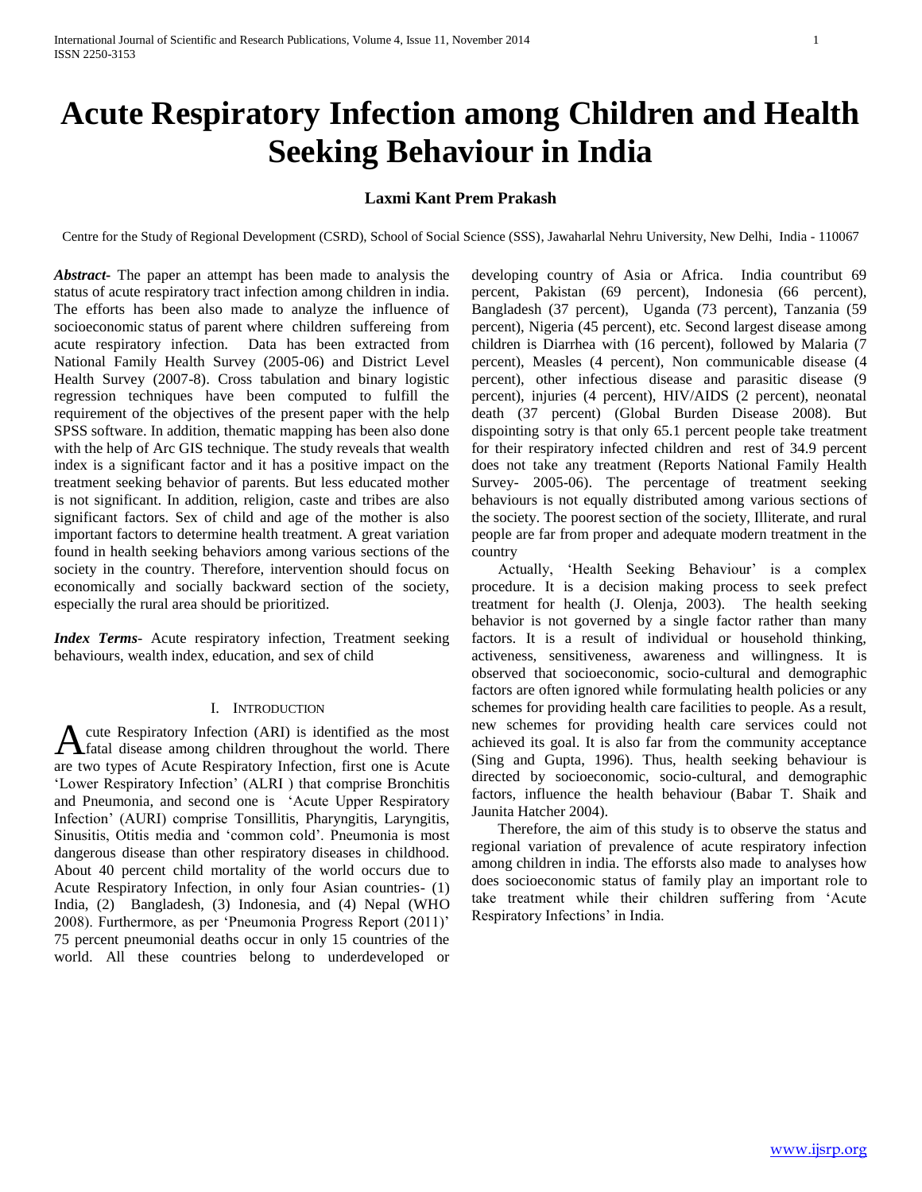# Acute Respiratory Infection among Children and Health Seeking Behaviour in India

**Laxmi Kant Prem Prakash**

Centre for the Study of Regional Development (CSRD), School of Social Science (SSS), Jawaharlal Nehru University, New Delhi, India - 110067

***Abstract-*** The paper an attempt has been made to analysis the status of acute respiratory tract infection among children in india. The efforts has been also made to analyze the influence of socioeconomic status of parent where children suffereing from acute respiratory infection. Data has been extracted from National Family Health Survey (2005-06) and District Level Health Survey (2007-8). Cross tabulation and binary logistic regression techniques have been computed to fulfill the requirement of the objectives of the present paper with the help SPSS software. In addition, thematic mapping has been also done with the help of Arc GIS technique. The study reveals that wealth index is a significant factor and it has a positive impact on the treatment seeking behavior of parents. But less educated mother is not significant. In addition, religion, caste and tribes are also significant factors. Sex of child and age of the mother is also important factors to determine health treatment. A great variation found in health seeking behaviors among various sections of the society in the country. Therefore, intervention should focus on economically and socially backward section of the society, especially the rural area should be prioritized.

***Index Terms-*** Acute respiratory infection, Treatment seeking behaviours, wealth index, education, and sex of child

## I. INTRODUCTION

Acute Respiratory Infection (ARI) is identified as the most fatal disease among children throughout the world. There are two types of Acute Respiratory Infection, first one is Acute 'Lower Respiratory Infection' (ALRI ) that comprise Bronchitis and Pneumonia, and second one is 'Acute Upper Respiratory Infection' (AURI) comprise Tonsillitis, Pharyngitis, Laryngitis, Sinusitis, Otitis media and 'common cold'. Pneumonia is most dangerous disease than other respiratory diseases in childhood. About 40 percent child mortality of the world occurs due to Acute Respiratory Infection, in only four Asian countries- (1) India, (2) Bangladesh, (3) Indonesia, and (4) Nepal (WHO 2008). Furthermore, as per 'Pneumonia Progress Report (2011)' 75 percent pneumonial deaths occur in only 15 countries of the world. All these countries belong to underdeveloped or developing country of Asia or Africa. India countribut 69 percent, Pakistan (69 percent), Indonesia (66 percent), Bangladesh (37 percent), Uganda (73 percent), Tanzania (59 percent), Nigeria (45 percent), etc. Second largest disease among children is Diarrhea with (16 percent), followed by Malaria (7 percent), Measles (4 percent), Non communicable disease (4 percent), other infectious disease and parasitic disease (9 percent), injuries (4 percent), HIV/AIDS (2 percent), neonatal death (37 percent) (Global Burden Disease 2008). But dispointing sotry is that only 65.1 percent people take treatment for their respiratory infected children and rest of 34.9 percent does not take any treatment (Reports National Family Health Survey- 2005-06). The percentage of treatment seeking behaviours is not equally distributed among various sections of the society. The poorest section of the society, Illiterate, and rural people are far from proper and adequate modern treatment in the country

Actually, 'Health Seeking Behaviour' is a complex procedure. It is a decision making process to seek prefect treatment for health (J. Olenja, 2003). The health seeking behavior is not governed by a single factor rather than many factors. It is a result of individual or household thinking, activeness, sensitiveness, awareness and willingness. It is observed that socioeconomic, socio-cultural and demographic factors are often ignored while formulating health policies or any schemes for providing health care facilities to people. As a result, new schemes for providing health care services could not achieved its goal. It is also far from the community acceptance (Sing and Gupta, 1996). Thus, health seeking behaviour is directed by socioeconomic, socio-cultural, and demographic factors, influence the health behaviour (Babar T. Shaik and Jaunita Hatcher 2004).

Therefore, the aim of this study is to observe the status and regional variation of prevalence of acute respiratory infection among children in india. The efforsts also made to analyses how does socioeconomic status of family play an important role to take treatment while their children suffering from 'Acute Respiratory Infections' in India.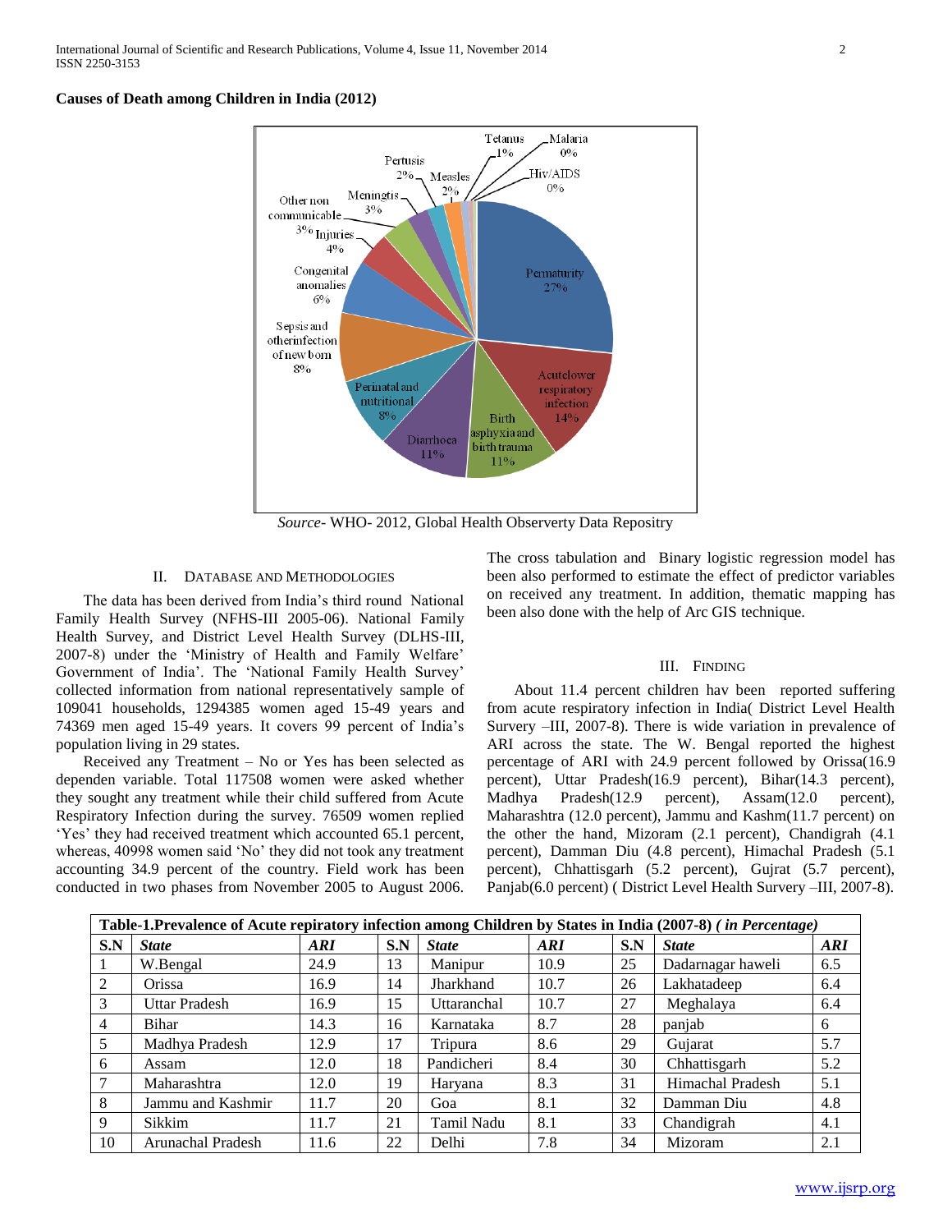**Causes of Death among Children in India (2012)**

*Source*- WHO- 2012, Global Health Observerty Data Repositry

## II. Database and Methodologies

The data has been derived from India's third round National Family Health Survey (NFHS-III 2005-06). National Family Health Survey, and District Level Health Survey (DLHS-III, 2007-8) under the 'Ministry of Health and Family Welfare' Government of India'. The 'National Family Health Survey' collected information from national representatively sample of 109041 households, 1294385 women aged 15-49 years and 74369 men aged 15-49 years. It covers 99 percent of India's population living in 29 states.

Received any Treatment – No or Yes has been selected as dependen variable. Total 117508 women were asked whether they sought any treatment while their child suffered from Acute Respiratory Infection during the survey. 76509 women replied 'Yes' they had received treatment which accounted 65.1 percent, whereas, 40998 women said 'No' they did not took any treatment accounting 34.9 percent of the country. Field work has been conducted in two phases from November 2005 to August 2006. The cross tabulation and Binary logistic regression model has been also performed to estimate the effect of predictor variables on received any treatment. In addition, thematic mapping has been also done with the help of Arc GIS technique.

## III. Finding

About 11.4 percent children hav been reported suffering from acute respiratory infection in India( District Level Health Survery –III, 2007-8). There is wide variation in prevalence of ARI across the state. The W. Bengal reported the highest percentage of ARI with 24.9 percent followed by Orissa(16.9 percent), Uttar Pradesh(16.9 percent), Bihar(14.3 percent), Madhya Pradesh(12.9 percent), Assam(12.0 percent), Maharashtra (12.0 percent), Jammu and Kashm(11.7 percent) on the other the hand, Mizoram (2.1 percent), Chandigrah (4.1 percent), Damman Diu (4.8 percent), Himachal Pradesh (5.1 percent), Chhattisgarh (5.2 percent), Gujrat (5.7 percent), Panjab(6.0 percent) ( District Level Health Survery –III, 2007-8).

**Table-1.Prevalence of Acute repiratory infection among Children by States in India (2007-8) *( in Percentage)***

| S.N | *State* | *ARI* | S.N | *State* | *ARI* | S.N | *State* | *ARI* |
|---|---|---|---|---|---|---|---|---|
| 1 | W.Bengal | 24.9 | 13 | Manipur | 10.9 | 25 | Dadarnagar haweli | 6.5 |
| 2 | Orissa | 16.9 | 14 | Jharkhand | 10.7 | 26 | Lakhatadeep | 6.4 |
| 3 | Uttar Pradesh | 16.9 | 15 | Uttaranchal | 10.7 | 27 | Meghalaya | 6.4 |
| 4 | Bihar | 14.3 | 16 | Karnataka | 8.7 | 28 | panjab | 6 |
| 5 | Madhya Pradesh | 12.9 | 17 | Tripura | 8.6 | 29 | Gujarat | 5.7 |
| 6 | Assam | 12.0 | 18 | Pandicheri | 8.4 | 30 | Chhattisgarh | 5.2 |
| 7 | Maharashtra | 12.0 | 19 | Haryana | 8.3 | 31 | Himachal Pradesh | 5.1 |
| 8 | Jammu and Kashmir | 11.7 | 20 | Goa | 8.1 | 32 | Damman Diu | 4.8 |
| 9 | Sikkim | 11.7 | 21 | Tamil Nadu | 8.1 | 33 | Chandigrah | 4.1 |
| 10 | Arunachal Pradesh | 11.6 | 22 | Delhi | 7.8 | 34 | Mizoram | 2.1 |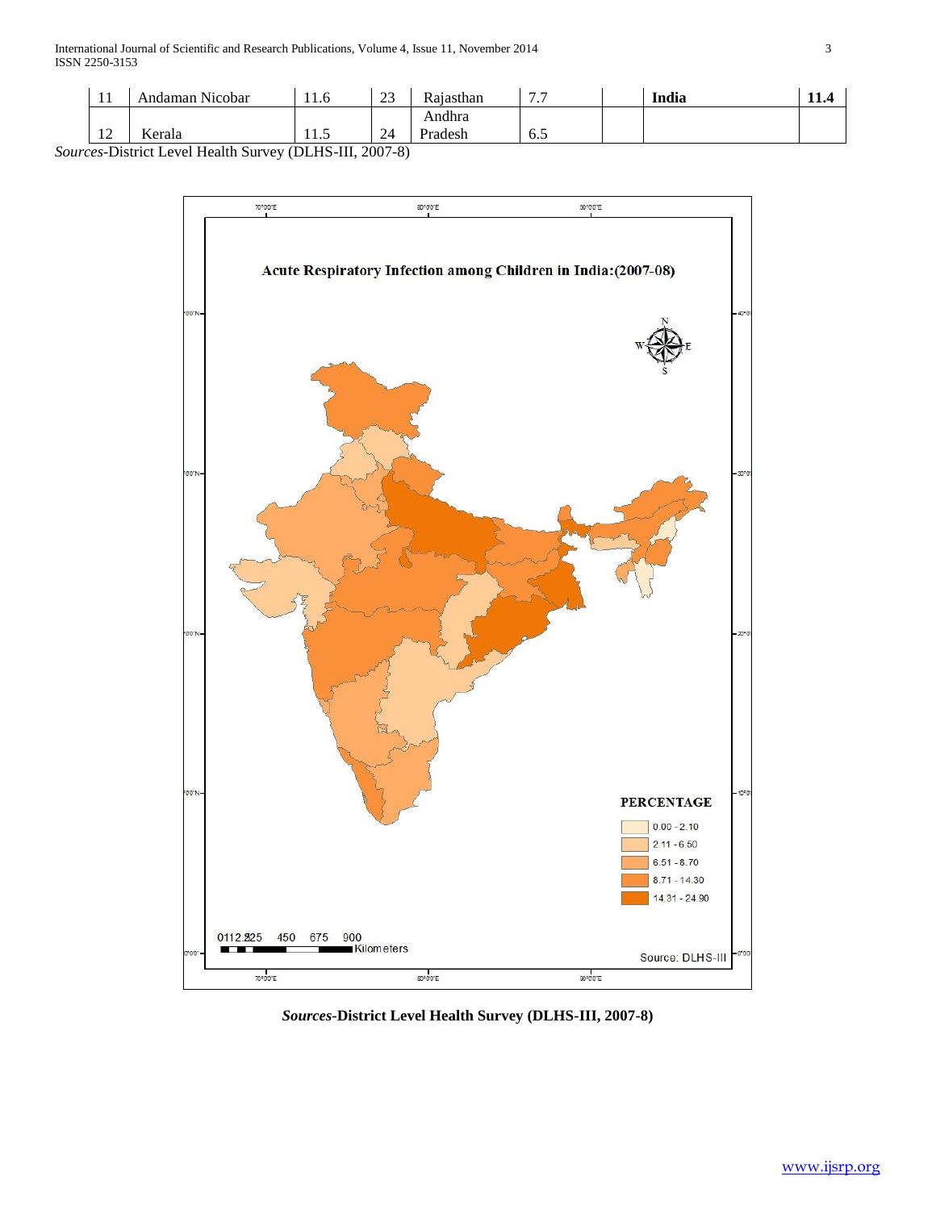| 11 | Andaman Nicobar | 11.6 | 23 | Rajasthan | 7.7 | | **India** | **11.4** |
|---|---|---|---|---|---|---|---|---|
| 12 | Kerala | 11.5 | 24 | Andhra Pradesh | 6.5 | | | |

*Sources*-District Level Health Survey (DLHS-III, 2007-8)

**Acute Respiratory Infection among Children in India:(2007-08)**

**PERCENTAGE**

- 0.00 - 2.10
- 2.11 - 6.50
- 6.51 - 8.70
- 8.71 - 14.30
- 14.31 - 24.90

Source: DLHS-III

***Sources*-District Level Health Survey (DLHS-III, 2007-8)**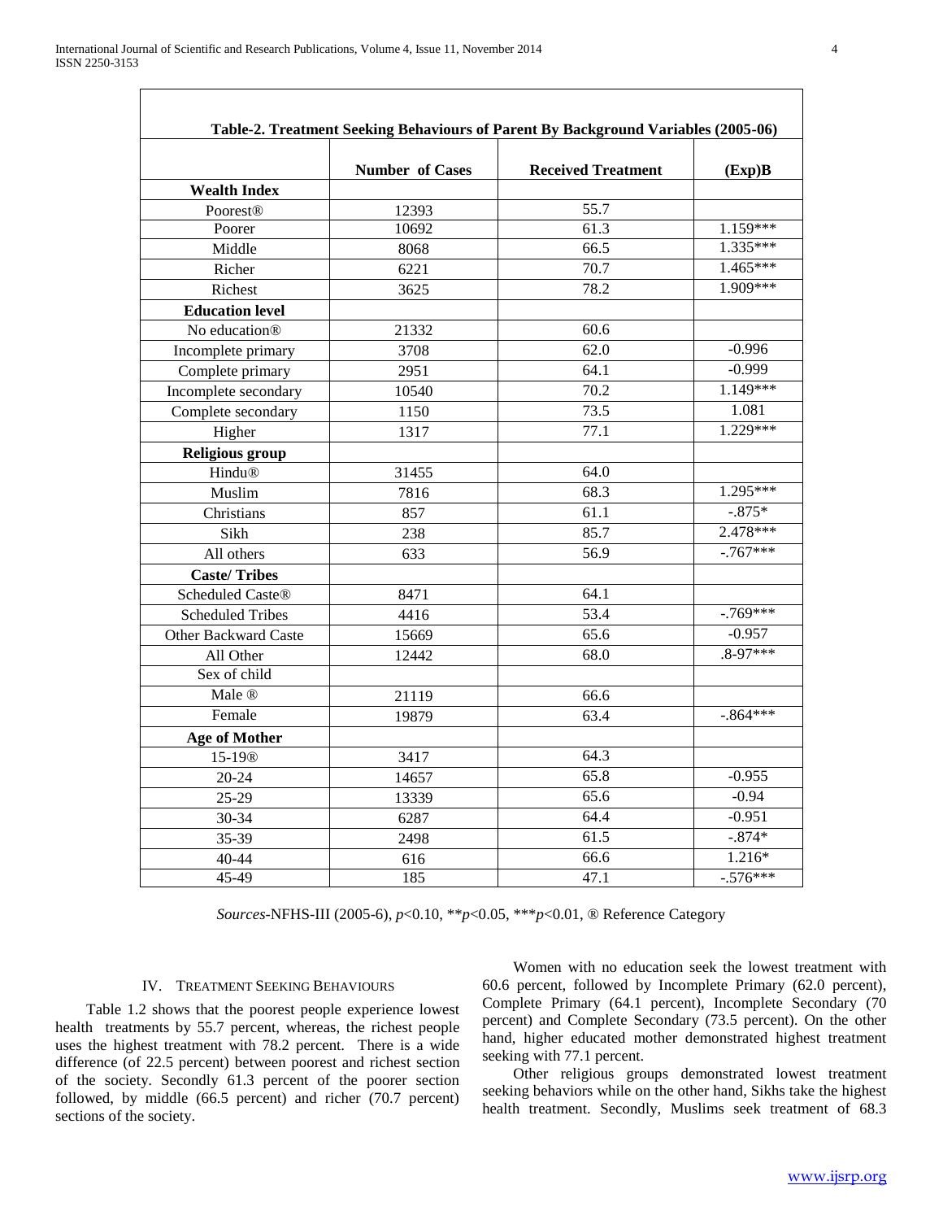**Table-2. Treatment Seeking Behaviours of Parent By Background Variables (2005-06)**

| | Number of Cases | Received Treatment | (Exp)B |
|---|---|---|---|
| **Wealth Index** | | | |
| Poorest® | 12393 | 55.7 | |
| Poorer | 10692 | 61.3 | 1.159*** |
| Middle | 8068 | 66.5 | 1.335*** |
| Richer | 6221 | 70.7 | 1.465*** |
| Richest | 3625 | 78.2 | 1.909*** |
| **Education level** | | | |
| No education® | 21332 | 60.6 | |
| Incomplete primary | 3708 | 62.0 | -0.996 |
| Complete primary | 2951 | 64.1 | -0.999 |
| Incomplete secondary | 10540 | 70.2 | 1.149*** |
| Complete secondary | 1150 | 73.5 | 1.081 |
| Higher | 1317 | 77.1 | 1.229*** |
| **Religious group** | | | |
| Hindu® | 31455 | 64.0 | |
| Muslim | 7816 | 68.3 | 1.295*** |
| Christians | 857 | 61.1 | -.875* |
| Sikh | 238 | 85.7 | 2.478*** |
| All others | 633 | 56.9 | -.767*** |
| **Caste/ Tribes** | | | |
| Scheduled Caste® | 8471 | 64.1 | |
| Scheduled Tribes | 4416 | 53.4 | -.769*** |
| Other Backward Caste | 15669 | 65.6 | -0.957 |
| All Other | 12442 | 68.0 | .8-97*** |
| Sex of child | | | |
| Male ® | 21119 | 66.6 | |
| Female | 19879 | 63.4 | -.864*** |
| **Age of Mother** | | | |
| 15-19® | 3417 | 64.3 | |
| 20-24 | 14657 | 65.8 | -0.955 |
| 25-29 | 13339 | 65.6 | -0.94 |
| 30-34 | 6287 | 64.4 | -0.951 |
| 35-39 | 2498 | 61.5 | -.874* |
| 40-44 | 616 | 66.6 | 1.216* |
| 45-49 | 185 | 47.1 | -.576*** |

*Sources*-NFHS-III (2005-6), $p<0.10$, $^{**}p<0.05$, $^{***}p<0.01$, ® Reference Category

## IV. Treatment Seeking Behaviours

Table 1.2 shows that the poorest people experience lowest health treatments by 55.7 percent, whereas, the richest people uses the highest treatment with 78.2 percent. There is a wide difference (of 22.5 percent) between poorest and richest section of the society. Secondly 61.3 percent of the poorer section followed, by middle (66.5 percent) and richer (70.7 percent) sections of the society.

Women with no education seek the lowest treatment with 60.6 percent, followed by Incomplete Primary (62.0 percent), Complete Primary (64.1 percent), Incomplete Secondary (70 percent) and Complete Secondary (73.5 percent). On the other hand, higher educated mother demonstrated highest treatment seeking with 77.1 percent.

Other religious groups demonstrated lowest treatment seeking behaviors while on the other hand, Sikhs take the highest health treatment. Secondly, Muslims seek treatment of 68.3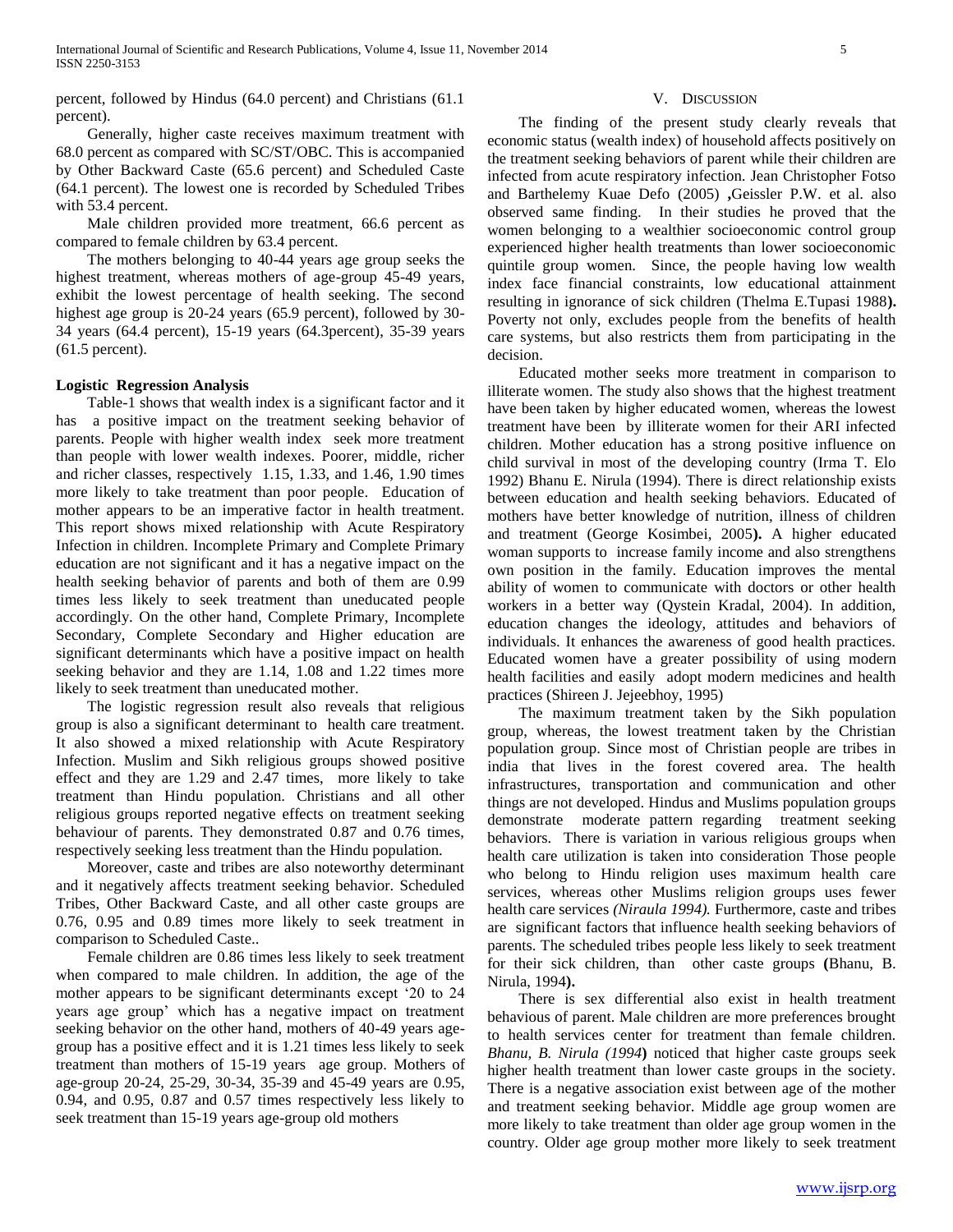percent, followed by Hindus (64.0 percent) and Christians (61.1 percent).

Generally, higher caste receives maximum treatment with 68.0 percent as compared with SC/ST/OBC. This is accompanied by Other Backward Caste (65.6 percent) and Scheduled Caste (64.1 percent). The lowest one is recorded by Scheduled Tribes with 53.4 percent.

Male children provided more treatment, 66.6 percent as compared to female children by 63.4 percent.

The mothers belonging to 40-44 years age group seeks the highest treatment, whereas mothers of age-group 45-49 years, exhibit the lowest percentage of health seeking. The second highest age group is 20-24 years (65.9 percent), followed by 30-34 years (64.4 percent), 15-19 years (64.3percent), 35-39 years (61.5 percent).

**Logistic Regression Analysis**

Table-1 shows that wealth index is a significant factor and it has a positive impact on the treatment seeking behavior of parents. People with higher wealth index seek more treatment than people with lower wealth indexes. Poorer, middle, richer and richer classes, respectively 1.15, 1.33, and 1.46, 1.90 times more likely to take treatment than poor people. Education of mother appears to be an imperative factor in health treatment. This report shows mixed relationship with Acute Respiratory Infection in children. Incomplete Primary and Complete Primary education are not significant and it has a negative impact on the health seeking behavior of parents and both of them are 0.99 times less likely to seek treatment than uneducated people accordingly. On the other hand, Complete Primary, Incomplete Secondary, Complete Secondary and Higher education are significant determinants which have a positive impact on health seeking behavior and they are 1.14, 1.08 and 1.22 times more likely to seek treatment than uneducated mother.

The logistic regression result also reveals that religious group is also a significant determinant to health care treatment. It also showed a mixed relationship with Acute Respiratory Infection. Muslim and Sikh religious groups showed positive effect and they are 1.29 and 2.47 times, more likely to take treatment than Hindu population. Christians and all other religious groups reported negative effects on treatment seeking behaviour of parents. They demonstrated 0.87 and 0.76 times, respectively seeking less treatment than the Hindu population.

Moreover, caste and tribes are also noteworthy determinant and it negatively affects treatment seeking behavior. Scheduled Tribes, Other Backward Caste, and all other caste groups are 0.76, 0.95 and 0.89 times more likely to seek treatment in comparison to Scheduled Caste..

Female children are 0.86 times less likely to seek treatment when compared to male children. In addition, the age of the mother appears to be significant determinants except '20 to 24 years age group' which has a negative impact on treatment seeking behavior on the other hand, mothers of 40-49 years age-group has a positive effect and it is 1.21 times less likely to seek treatment than mothers of 15-19 years age group. Mothers of age-group 20-24, 25-29, 30-34, 35-39 and 45-49 years are 0.95, 0.94, and 0.95, 0.87 and 0.57 times respectively less likely to seek treatment than 15-19 years age-group old mothers

## V. Discussion

The finding of the present study clearly reveals that economic status (wealth index) of household affects positively on the treatment seeking behaviors of parent while their children are infected from acute respiratory infection. Jean Christopher Fotso and Barthelemy Kuae Defo (2005) **,**Geissler P.W. et al. also observed same finding. In their studies he proved that the women belonging to a wealthier socioeconomic control group experienced higher health treatments than lower socioeconomic quintile group women. Since, the people having low wealth index face financial constraints, low educational attainment resulting in ignorance of sick children (Thelma E.Tupasi 1988**).** Poverty not only, excludes people from the benefits of health care systems, but also restricts them from participating in the decision.

Educated mother seeks more treatment in comparison to illiterate women. The study also shows that the highest treatment have been taken by higher educated women, whereas the lowest treatment have been by illiterate women for their ARI infected children. Mother education has a strong positive influence on child survival in most of the developing country (Irma T. Elo 1992) Bhanu E. Nirula (1994). There is direct relationship exists between education and health seeking behaviors. Educated of mothers have better knowledge of nutrition, illness of children and treatment (George Kosimbei, 2005**).** A higher educated woman supports to increase family income and also strengthens own position in the family. Education improves the mental ability of women to communicate with doctors or other health workers in a better way (Qystein Kradal, 2004). In addition, education changes the ideology, attitudes and behaviors of individuals. It enhances the awareness of good health practices. Educated women have a greater possibility of using modern health facilities and easily adopt modern medicines and health practices (Shireen J. Jejeebhoy, 1995)

The maximum treatment taken by the Sikh population group, whereas, the lowest treatment taken by the Christian population group. Since most of Christian people are tribes in india that lives in the forest covered area. The health infrastructures, transportation and communication and other things are not developed. Hindus and Muslims population groups demonstrate moderate pattern regarding treatment seeking behaviors. There is variation in various religious groups when health care utilization is taken into consideration Those people who belong to Hindu religion uses maximum health care services, whereas other Muslims religion groups uses fewer health care services *(Niraula 1994).* Furthermore, caste and tribes are significant factors that influence health seeking behaviors of parents. The scheduled tribes people less likely to seek treatment for their sick children, than other caste groups **(**Bhanu, B. Nirula, 1994**).**

There is sex differential also exist in health treatment behavious of parent. Male children are more preferences brought to health services center for treatment than female children. *Bhanu, B. Nirula (1994***)** noticed that higher caste groups seek higher health treatment than lower caste groups in the society. There is a negative association exist between age of the mother and treatment seeking behavior. Middle age group women are more likely to take treatment than older age group women in the country. Older age group mother more likely to seek treatment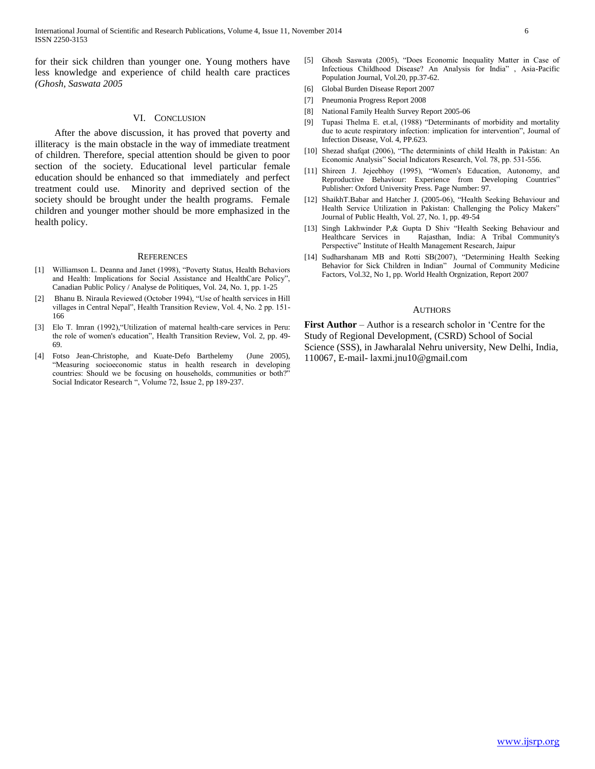for their sick children than younger one. Young mothers have less knowledge and experience of child health care practices *(Ghosh, Saswata 2005*

## VI. Conclusion

After the above discussion, it has proved that poverty and illiteracy is the main obstacle in the way of immediate treatment of children. Therefore, special attention should be given to poor section of the society. Educational level particular female education should be enhanced so that immediately and perfect treatment could use. Minority and deprived section of the society should be brought under the health programs. Female children and younger mother should be more emphasized in the health policy.

## References

[1] Williamson L. Deanna and Janet (1998), "Poverty Status, Health Behaviors and Health: Implications for Social Assistance and HealthCare Policy", Canadian Public Policy / Analyse de Politiques, Vol. 24, No. 1, pp. 1-25

[2] Bhanu B. Niraula Reviewed (October 1994), "Use of health services in Hill villages in Central Nepal", Health Transition Review, Vol. 4, No. 2 pp. 151-166

[3] Elo T. Imran (1992),"Utilization of maternal health-care services in Peru: the role of women's education", Health Transition Review, Vol. 2, pp. 49-69.

[4] Fotso Jean-Christophe, and Kuate-Defo Barthelemy (June 2005), "Measuring socioeconomic status in health research in developing countries: Should we be focusing on households, communities or both?" Social Indicator Research ", Volume 72, Issue 2, pp 189-237.

[5] Ghosh Saswata (2005), "Does Economic Inequality Matter in Case of Infectious Childhood Disease? An Analysis for India" , Asia-Pacific Population Journal, Vol.20, pp.37-62.

[6] Global Burden Disease Report 2007

[7] Pneumonia Progress Report 2008

[8] National Family Health Survey Report 2005-06

[9] Tupasi Thelma E. et.al, (1988) "Determinants of morbidity and mortality due to acute respiratory infection: implication for intervention", Journal of Infection Disease, Vol. 4, PP.623.

[10] Shezad shafqat (2006), "The determinints of child Health in Pakistan: An Economic Analysis" Social Indicators Research, Vol. 78, pp. 531-556.

[11] Shireen J. Jejeebhoy (1995), "Women's Education, Autonomy, and Reproductive Behaviour: Experience from Developing Countries" Publisher: Oxford University Press. Page Number: 97.

[12] ShaikhT.Babar and Hatcher J. (2005-06), "Health Seeking Behaviour and Health Service Utilization in Pakistan: Challenging the Policy Makers" Journal of Public Health, Vol. 27, No. 1, pp. 49-54

[13] Singh Lakhwinder P,& Gupta D Shiv "Health Seeking Behaviour and Healthcare Services in Rajasthan, India: A Tribal Community's Perspective" Institute of Health Management Research, Jaipur

[14] Sudharshanam MB and Rotti SB(2007), "Determining Health Seeking Behavior for Sick Children in Indian" Journal of Community Medicine Factors, Vol.32, No 1, pp. World Health Orgnization, Report 2007

## Authors

**First Author** – Author is a research scholor in 'Centre for the Study of Regional Development, (CSRD) School of Social Science (SSS), in Jawharalal Nehru university, New Delhi, India, 110067, E-mail- laxmi.jnu10@gmail.com